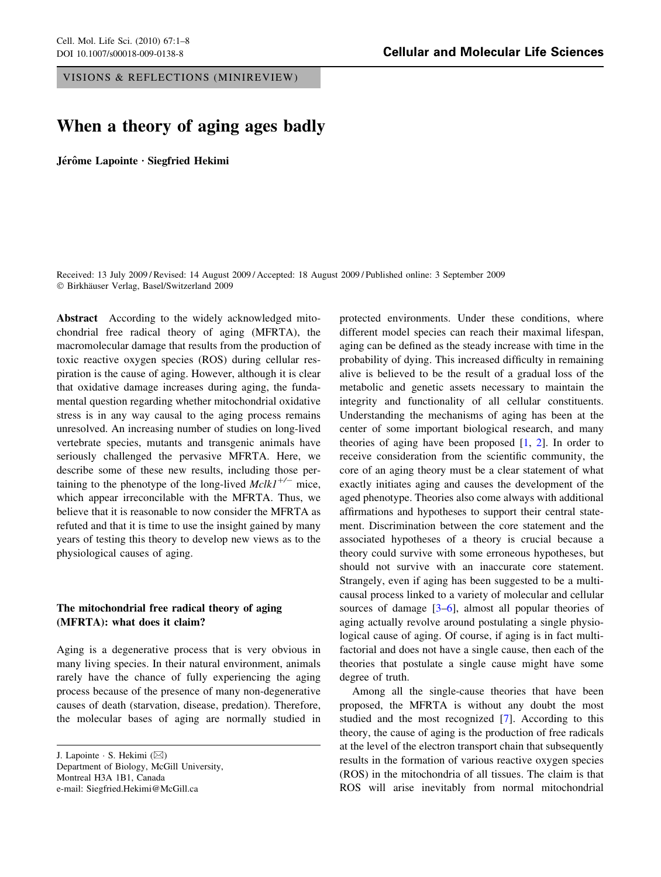VISIONS & REFLECTIONS (MINIREVIEW)

# When a theory of aging ages badly

**Jérôme Lapointe · Siegfried Hekimi**

Received: 13 July 2009 / Revised: 14 August 2009 / Accepted: 18 August 2009 / Published online: 3 September 2009
© Birkhäuser Verlag, Basel/Switzerland 2009

**Abstract** According to the widely acknowledged mitochondrial free radical theory of aging (MFRTA), the macromolecular damage that results from the production of toxic reactive oxygen species (ROS) during cellular respiration is the cause of aging. However, although it is clear that oxidative damage increases during aging, the fundamental question regarding whether mitochondrial oxidative stress is in any way causal to the aging process remains unresolved. An increasing number of studies on long-lived vertebrate species, mutants and transgenic animals have seriously challenged the pervasive MFRTA. Here, we describe some of these new results, including those pertaining to the phenotype of the long-lived *Mclk1*$^{+/-}$ mice, which appear irreconcilable with the MFRTA. Thus, we believe that it is reasonable to now consider the MFRTA as refuted and that it is time to use the insight gained by many years of testing this theory to develop new views as to the physiological causes of aging.

## The mitochondrial free radical theory of aging (MFRTA): what does it claim?

Aging is a degenerative process that is very obvious in many living species. In their natural environment, animals rarely have the chance of fully experiencing the aging process because of the presence of many non-degenerative causes of death (starvation, disease, predation). Therefore, the molecular bases of aging are normally studied in protected environments. Under these conditions, where different model species can reach their maximal lifespan, aging can be defined as the steady increase with time in the probability of dying. This increased difficulty in remaining alive is believed to be the result of a gradual loss of the metabolic and genetic assets necessary to maintain the integrity and functionality of all cellular constituents. Understanding the mechanisms of aging has been at the center of some important biological research, and many theories of aging have been proposed [1, 2]. In order to receive consideration from the scientific community, the core of an aging theory must be a clear statement of what exactly initiates aging and causes the development of the aged phenotype. Theories also come always with additional affirmations and hypotheses to support their central statement. Discrimination between the core statement and the associated hypotheses of a theory is crucial because a theory could survive with some erroneous hypotheses, but should not survive with an inaccurate core statement. Strangely, even if aging has been suggested to be a multicausal process linked to a variety of molecular and cellular sources of damage [3–6], almost all popular theories of aging actually revolve around postulating a single physiological cause of aging. Of course, if aging is in fact multifactorial and does not have a single cause, then each of the theories that postulate a single cause might have some degree of truth.

Among all the single-cause theories that have been proposed, the MFRTA is without any doubt the most studied and the most recognized [7]. According to this theory, the cause of aging is the production of free radicals at the level of the electron transport chain that subsequently results in the formation of various reactive oxygen species (ROS) in the mitochondria of all tissues. The claim is that ROS will arise inevitably from normal mitochondrial

J. Lapointe · S. Hekimi (✉)
Department of Biology, McGill University,
Montreal H3A 1B1, Canada
e-mail: Siegfried.Hekimi@McGill.ca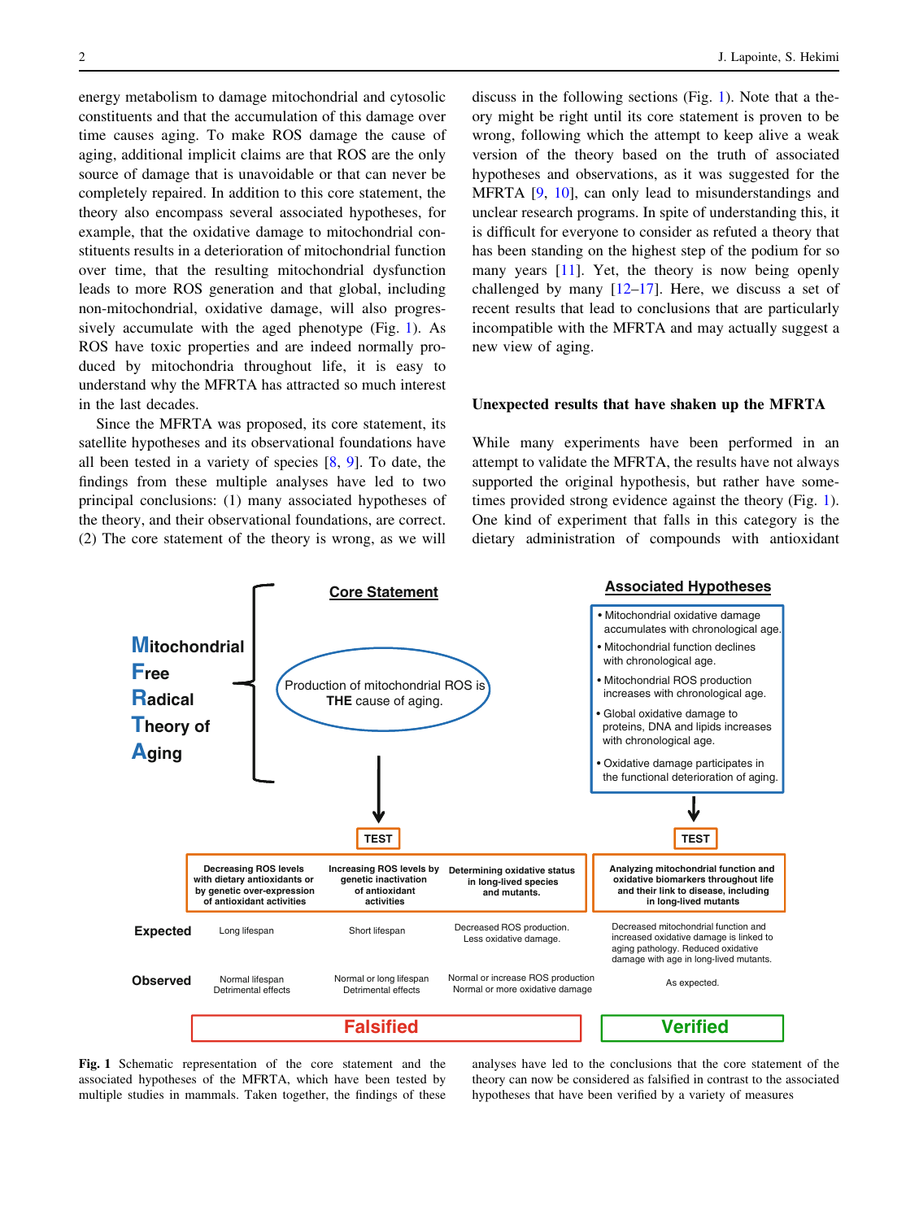energy metabolism to damage mitochondrial and cytosolic constituents and that the accumulation of this damage over time causes aging. To make ROS damage the cause of aging, additional implicit claims are that ROS are the only source of damage that is unavoidable or that can never be completely repaired. In addition to this core statement, the theory also encompass several associated hypotheses, for example, that the oxidative damage to mitochondrial constituents results in a deterioration of mitochondrial function over time, that the resulting mitochondrial dysfunction leads to more ROS generation and that global, including non-mitochondrial, oxidative damage, will also progressively accumulate with the aged phenotype (Fig. 1). As ROS have toxic properties and are indeed normally produced by mitochondria throughout life, it is easy to understand why the MFRTA has attracted so much interest in the last decades.

Since the MFRTA was proposed, its core statement, its satellite hypotheses and its observational foundations have all been tested in a variety of species [8, 9]. To date, the findings from these multiple analyses have led to two principal conclusions: (1) many associated hypotheses of the theory, and their observational foundations, are correct. (2) The core statement of the theory is wrong, as we will discuss in the following sections (Fig. 1). Note that a theory might be right until its core statement is proven to be wrong, following which the attempt to keep alive a weak version of the theory based on the truth of associated hypotheses and observations, as it was suggested for the MFRTA [9, 10], can only lead to misunderstandings and unclear research programs. In spite of understanding this, it is difficult for everyone to consider as refuted a theory that has been standing on the highest step of the podium for so many years [11]. Yet, the theory is now being openly challenged by many [12–17]. Here, we discuss a set of recent results that lead to conclusions that are particularly incompatible with the MFRTA and may actually suggest a new view of aging.

## Unexpected results that have shaken up the MFRTA

While many experiments have been performed in an attempt to validate the MFRTA, the results have not always supported the original hypothesis, but rather have sometimes provided strong evidence against the theory (Fig. 1). One kind of experiment that falls in this category is the dietary administration of compounds with antioxidant

**Mitochondrial Free Radical Theory of Aging**

**Core Statement**: Production of mitochondrial ROS is **THE** cause of aging.

**Associated Hypotheses**
- Mitochondrial oxidative damage accumulates with chronological age.
- Mitochondrial function declines with chronological age.
- Mitochondrial ROS production increases with chronological age.
- Global oxidative damage to proteins, DNA and lipids increases with chronological age.
- Oxidative damage participates in the functional deterioration of aging.

| TEST | Decreasing ROS levels with dietary antioxidants or by genetic over-expression of antioxidant activities | Increasing ROS levels by genetic inactivation of antioxidant activities | Determining oxidative status in long-lived species and mutants. | Analyzing mitochondrial function and oxidative biomarkers throughout life and their link to disease, including in long-lived mutants |
|---|---|---|---|---|
| Expected | Long lifespan | Short lifespan | Decreased ROS production. Less oxidative damage. | Decreased mitochondrial function and increased oxidative damage is linked to aging pathology. Reduced oxidative damage with age in long-lived mutants. |
| Observed | Normal lifespan Detrimental effects | Normal or long lifespan Detrimental effects | Normal or increase ROS production Normal or more oxidative damage | As expected. |
| | **Falsified** | | | **Verified** |

**Fig. 1** Schematic representation of the core statement and the associated hypotheses of the MFRTA, which have been tested by multiple studies in mammals. Taken together, the findings of these analyses have led to the conclusions that the core statement of the theory can now be considered as falsified in contrast to the associated hypotheses that have been verified by a variety of measures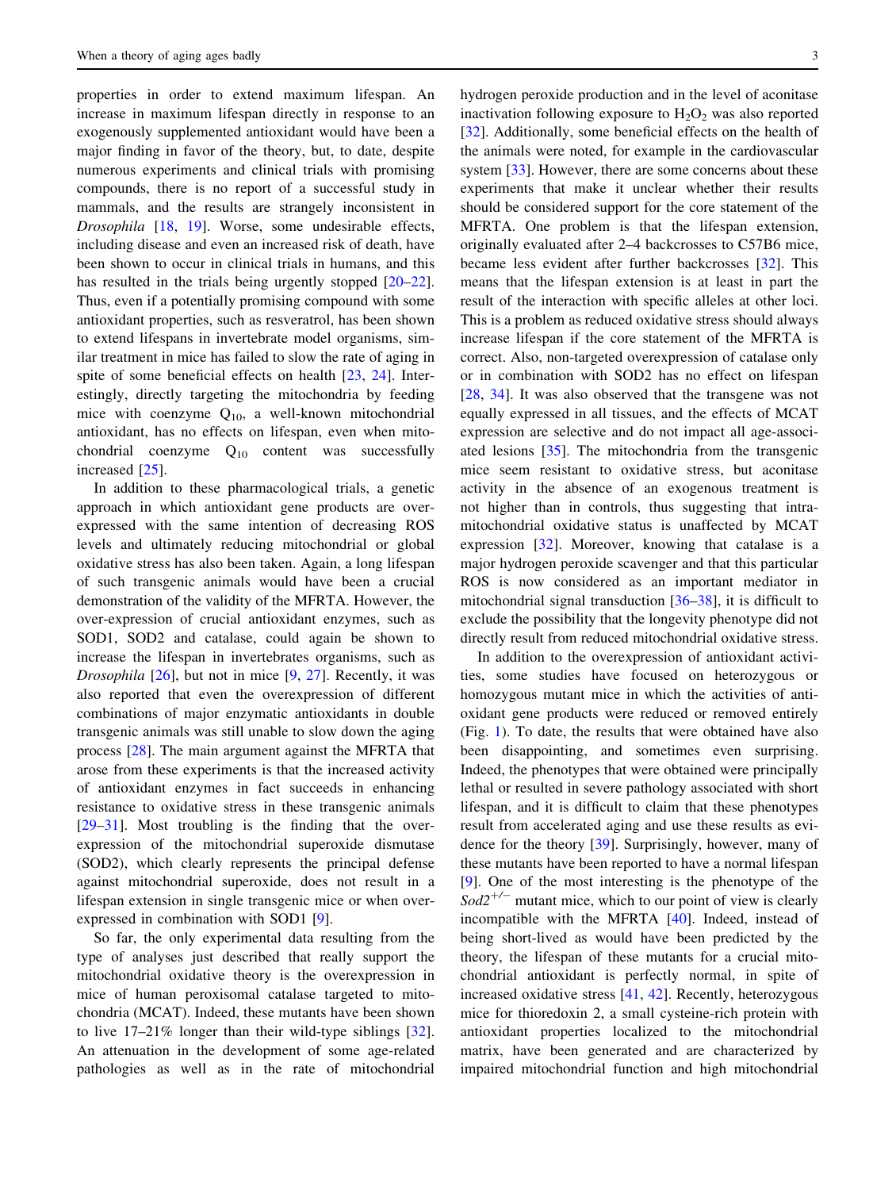properties in order to extend maximum lifespan. An increase in maximum lifespan directly in response to an exogenously supplemented antioxidant would have been a major finding in favor of the theory, but, to date, despite numerous experiments and clinical trials with promising compounds, there is no report of a successful study in mammals, and the results are strangely inconsistent in *Drosophila* [18, 19]. Worse, some undesirable effects, including disease and even an increased risk of death, have been shown to occur in clinical trials in humans, and this has resulted in the trials being urgently stopped [20–22]. Thus, even if a potentially promising compound with some antioxidant properties, such as resveratrol, has been shown to extend lifespans in invertebrate model organisms, similar treatment in mice has failed to slow the rate of aging in spite of some beneficial effects on health [23, 24]. Interestingly, directly targeting the mitochondria by feeding mice with coenzyme $Q_{10}$, a well-known mitochondrial antioxidant, has no effects on lifespan, even when mitochondrial coenzyme $Q_{10}$ content was successfully increased [25].

In addition to these pharmacological trials, a genetic approach in which antioxidant gene products are over-expressed with the same intention of decreasing ROS levels and ultimately reducing mitochondrial or global oxidative stress has also been taken. Again, a long lifespan of such transgenic animals would have been a crucial demonstration of the validity of the MFRTA. However, the over-expression of crucial antioxidant enzymes, such as SOD1, SOD2 and catalase, could again be shown to increase the lifespan in invertebrates organisms, such as *Drosophila* [26], but not in mice [9, 27]. Recently, it was also reported that even the overexpression of different combinations of major enzymatic antioxidants in double transgenic animals was still unable to slow down the aging process [28]. The main argument against the MFRTA that arose from these experiments is that the increased activity of antioxidant enzymes in fact succeeds in enhancing resistance to oxidative stress in these transgenic animals [29–31]. Most troubling is the finding that the over-expression of the mitochondrial superoxide dismutase (SOD2), which clearly represents the principal defense against mitochondrial superoxide, does not result in a lifespan extension in single transgenic mice or when over-expressed in combination with SOD1 [9].

So far, the only experimental data resulting from the type of analyses just described that really support the mitochondrial oxidative theory is the overexpression in mice of human peroxisomal catalase targeted to mitochondria (MCAT). Indeed, these mutants have been shown to live 17–21% longer than their wild-type siblings [32]. An attenuation in the development of some age-related pathologies as well as in the rate of mitochondrial hydrogen peroxide production and in the level of aconitase inactivation following exposure to $H_2O_2$ was also reported [32]. Additionally, some beneficial effects on the health of the animals were noted, for example in the cardiovascular system [33]. However, there are some concerns about these experiments that make it unclear whether their results should be considered support for the core statement of the MFRTA. One problem is that the lifespan extension, originally evaluated after 2–4 backcrosses to C57B6 mice, became less evident after further backcrosses [32]. This means that the lifespan extension is at least in part the result of the interaction with specific alleles at other loci. This is a problem as reduced oxidative stress should always increase lifespan if the core statement of the MFRTA is correct. Also, non-targeted overexpression of catalase only or in combination with SOD2 has no effect on lifespan [28, 34]. It was also observed that the transgene was not equally expressed in all tissues, and the effects of MCAT expression are selective and do not impact all age-associated lesions [35]. The mitochondria from the transgenic mice seem resistant to oxidative stress, but aconitase activity in the absence of an exogenous treatment is not higher than in controls, thus suggesting that intra-mitochondrial oxidative status is unaffected by MCAT expression [32]. Moreover, knowing that catalase is a major hydrogen peroxide scavenger and that this particular ROS is now considered as an important mediator in mitochondrial signal transduction [36–38], it is difficult to exclude the possibility that the longevity phenotype did not directly result from reduced mitochondrial oxidative stress.

In addition to the overexpression of antioxidant activities, some studies have focused on heterozygous or homozygous mutant mice in which the activities of antioxidant gene products were reduced or removed entirely (Fig. 1). To date, the results that were obtained have also been disappointing, and sometimes even surprising. Indeed, the phenotypes that were obtained were principally lethal or resulted in severe pathology associated with short lifespan, and it is difficult to claim that these phenotypes result from accelerated aging and use these results as evidence for the theory [39]. Surprisingly, however, many of these mutants have been reported to have a normal lifespan [9]. One of the most interesting is the phenotype of the $Sod2^{+/-}$ mutant mice, which to our point of view is clearly incompatible with the MFRTA [40]. Indeed, instead of being short-lived as would have been predicted by the theory, the lifespan of these mutants for a crucial mitochondrial antioxidant is perfectly normal, in spite of increased oxidative stress [41, 42]. Recently, heterozygous mice for thioredoxin 2, a small cysteine-rich protein with antioxidant properties localized to the mitochondrial matrix, have been generated and are characterized by impaired mitochondrial function and high mitochondrial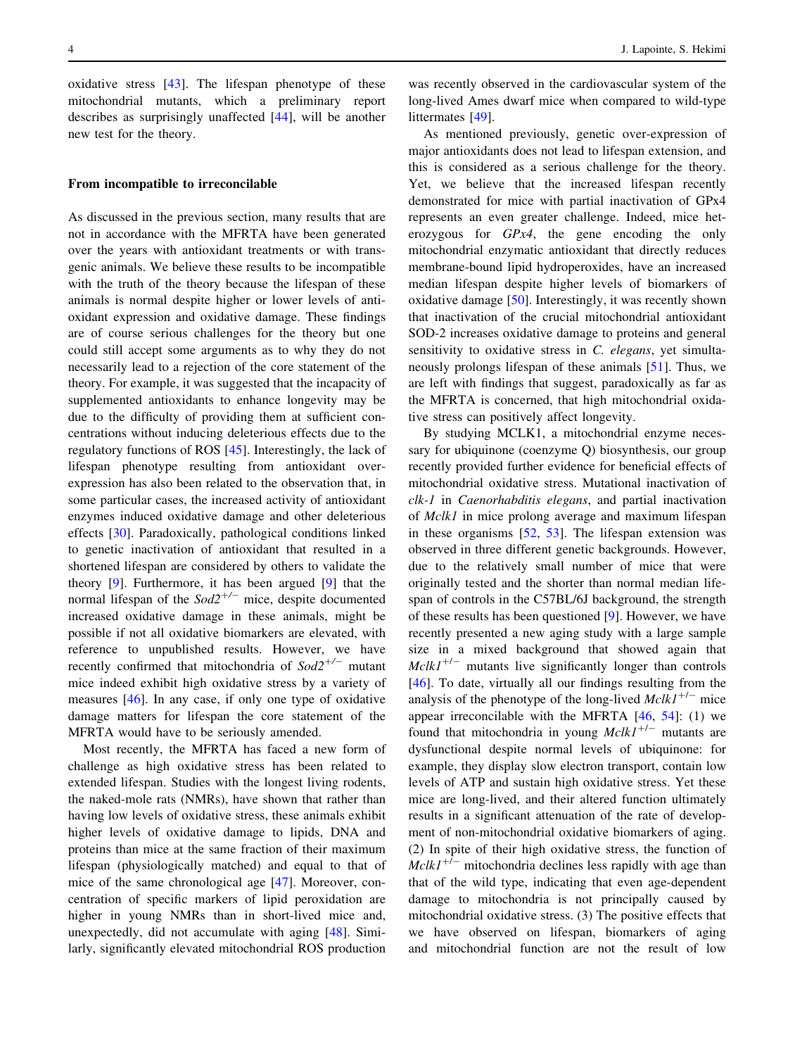oxidative stress [43]. The lifespan phenotype of these mitochondrial mutants, which a preliminary report describes as surprisingly unaffected [44], will be another new test for the theory.

## From incompatible to irreconcilable

As discussed in the previous section, many results that are not in accordance with the MFRTA have been generated over the years with antioxidant treatments or with transgenic animals. We believe these results to be incompatible with the truth of the theory because the lifespan of these animals is normal despite higher or lower levels of antioxidant expression and oxidative damage. These findings are of course serious challenges for the theory but one could still accept some arguments as to why they do not necessarily lead to a rejection of the core statement of the theory. For example, it was suggested that the incapacity of supplemented antioxidants to enhance longevity may be due to the difficulty of providing them at sufficient concentrations without inducing deleterious effects due to the regulatory functions of ROS [45]. Interestingly, the lack of lifespan phenotype resulting from antioxidant over-expression has also been related to the observation that, in some particular cases, the increased activity of antioxidant enzymes induced oxidative damage and other deleterious effects [30]. Paradoxically, pathological conditions linked to genetic inactivation of antioxidant that resulted in a shortened lifespan are considered by others to validate the theory [9]. Furthermore, it has been argued [9] that the normal lifespan of the *Sod2*$^{+/-}$ mice, despite documented increased oxidative damage in these animals, might be possible if not all oxidative biomarkers are elevated, with reference to unpublished results. However, we have recently confirmed that mitochondria of *Sod2*$^{+/-}$ mutant mice indeed exhibit high oxidative stress by a variety of measures [46]. In any case, if only one type of oxidative damage matters for lifespan the core statement of the MFRTA would have to be seriously amended.

Most recently, the MFRTA has faced a new form of challenge as high oxidative stress has been related to extended lifespan. Studies with the longest living rodents, the naked-mole rats (NMRs), have shown that rather than having low levels of oxidative stress, these animals exhibit higher levels of oxidative damage to lipids, DNA and proteins than mice at the same fraction of their maximum lifespan (physiologically matched) and equal to that of mice of the same chronological age [47]. Moreover, concentration of specific markers of lipid peroxidation are higher in young NMRs than in short-lived mice and, unexpectedly, did not accumulate with aging [48]. Similarly, significantly elevated mitochondrial ROS production was recently observed in the cardiovascular system of the long-lived Ames dwarf mice when compared to wild-type littermates [49].

As mentioned previously, genetic over-expression of major antioxidants does not lead to lifespan extension, and this is considered as a serious challenge for the theory. Yet, we believe that the increased lifespan recently demonstrated for mice with partial inactivation of GPx4 represents an even greater challenge. Indeed, mice heterozygous for *GPx4*, the gene encoding the only mitochondrial enzymatic antioxidant that directly reduces membrane-bound lipid hydroperoxides, have an increased median lifespan despite higher levels of biomarkers of oxidative damage [50]. Interestingly, it was recently shown that inactivation of the crucial mitochondrial antioxidant SOD-2 increases oxidative damage to proteins and general sensitivity to oxidative stress in *C. elegans*, yet simultaneously prolongs lifespan of these animals [51]. Thus, we are left with findings that suggest, paradoxically as far as the MFRTA is concerned, that high mitochondrial oxidative stress can positively affect longevity.

By studying MCLK1, a mitochondrial enzyme necessary for ubiquinone (coenzyme Q) biosynthesis, our group recently provided further evidence for beneficial effects of mitochondrial oxidative stress. Mutational inactivation of *clk-1* in *Caenorhabditis elegans*, and partial inactivation of *Mclk1* in mice prolong average and maximum lifespan in these organisms [52, 53]. The lifespan extension was observed in three different genetic backgrounds. However, due to the relatively small number of mice that were originally tested and the shorter than normal median lifespan of controls in the C57BL/6J background, the strength of these results has been questioned [9]. However, we have recently presented a new aging study with a large sample size in a mixed background that showed again that *Mclk1*$^{+/-}$ mutants live significantly longer than controls [46]. To date, virtually all our findings resulting from the analysis of the phenotype of the long-lived *Mclk1*$^{+/-}$ mice appear irreconcilable with the MFRTA [46, 54]: (1) we found that mitochondria in young *Mclk1*$^{+/-}$ mutants are dysfunctional despite normal levels of ubiquinone: for example, they display slow electron transport, contain low levels of ATP and sustain high oxidative stress. Yet these mice are long-lived, and their altered function ultimately results in a significant attenuation of the rate of development of non-mitochondrial oxidative biomarkers of aging. (2) In spite of their high oxidative stress, the function of *Mclk1*$^{+/-}$ mitochondria declines less rapidly with age than that of the wild type, indicating that even age-dependent damage to mitochondria is not principally caused by mitochondrial oxidative stress. (3) The positive effects that we have observed on lifespan, biomarkers of aging and mitochondrial function are not the result of low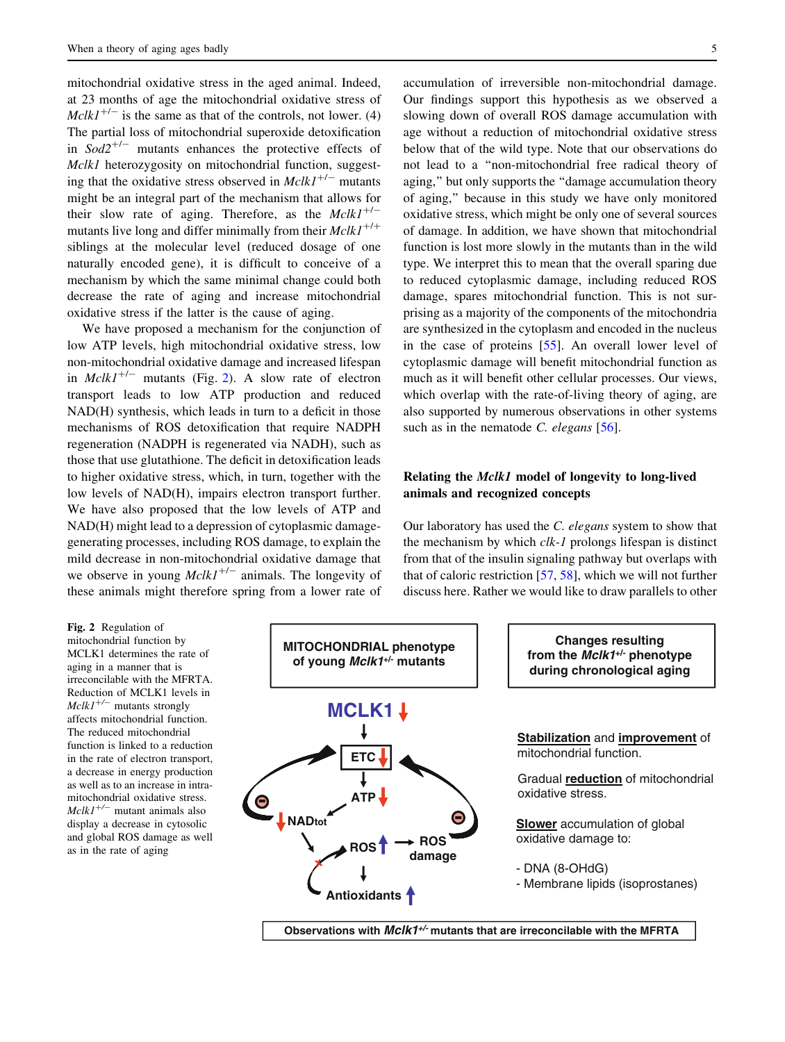mitochondrial oxidative stress in the aged animal. Indeed, at 23 months of age the mitochondrial oxidative stress of *Mclk1*$^{+/-}$ is the same as that of the controls, not lower. (4) The partial loss of mitochondrial superoxide detoxification in *Sod2*$^{+/-}$ mutants enhances the protective effects of *Mclk1* heterozygosity on mitochondrial function, suggesting that the oxidative stress observed in *Mclk1*$^{+/-}$ mutants might be an integral part of the mechanism that allows for their slow rate of aging. Therefore, as the *Mclk1*$^{+/-}$ mutants live long and differ minimally from their *Mclk1*$^{+/+}$ siblings at the molecular level (reduced dosage of one naturally encoded gene), it is difficult to conceive of a mechanism by which the same minimal change could both decrease the rate of aging and increase mitochondrial oxidative stress if the latter is the cause of aging.

We have proposed a mechanism for the conjunction of low ATP levels, high mitochondrial oxidative stress, low non-mitochondrial oxidative damage and increased lifespan in *Mclk1*$^{+/-}$ mutants (Fig. 2). A slow rate of electron transport leads to low ATP production and reduced NAD(H) synthesis, which leads in turn to a deficit in those mechanisms of ROS detoxification that require NADPH regeneration (NADPH is regenerated via NADH), such as those that use glutathione. The deficit in detoxification leads to higher oxidative stress, which, in turn, together with the low levels of NAD(H), impairs electron transport further. We have also proposed that the low levels of ATP and NAD(H) might lead to a depression of cytoplasmic damage-generating processes, including ROS damage, to explain the mild decrease in non-mitochondrial oxidative damage that we observe in young *Mclk1*$^{+/-}$ animals. The longevity of these animals might therefore spring from a lower rate of accumulation of irreversible non-mitochondrial damage. Our findings support this hypothesis as we observed a slowing down of overall ROS damage accumulation with age without a reduction of mitochondrial oxidative stress below that of the wild type. Note that our observations do not lead to a "non-mitochondrial free radical theory of aging," but only supports the "damage accumulation theory of aging," because in this study we have only monitored oxidative stress, which might be only one of several sources of damage. In addition, we have shown that mitochondrial function is lost more slowly in the mutants than in the wild type. We interpret this to mean that the overall sparing due to reduced cytoplasmic damage, including reduced ROS damage, spares mitochondrial function. This is not surprising as a majority of the components of the mitochondria are synthesized in the cytoplasm and encoded in the nucleus in the case of proteins [55]. An overall lower level of cytoplasmic damage will benefit mitochondrial function as much as it will benefit other cellular processes. Our views, which overlap with the rate-of-living theory of aging, are also supported by numerous observations in other systems such as in the nematode *C. elegans* [56].

## Relating the *Mclk1* model of longevity to long-lived animals and recognized concepts

Our laboratory has used the *C. elegans* system to show that the mechanism by which *clk-1* prolongs lifespan is distinct from that of the insulin signaling pathway but overlaps with that of caloric restriction [57, 58], which we will not further discuss here. Rather we would like to draw parallels to other

**Fig. 2** Regulation of mitochondrial function by MCLK1 determines the rate of aging in a manner that is irreconcilable with the MFRTA. Reduction of MCLK1 levels in *Mclk1*$^{+/-}$ mutants strongly affects mitochondrial function. The reduced mitochondrial function is linked to a reduction in the rate of electron transport, a decrease in energy production as well as to an increase in intra-mitochondrial oxidative stress. *Mclk1*$^{+/-}$ mutant animals also display a decrease in cytosolic and global ROS damage as well as in the rate of aging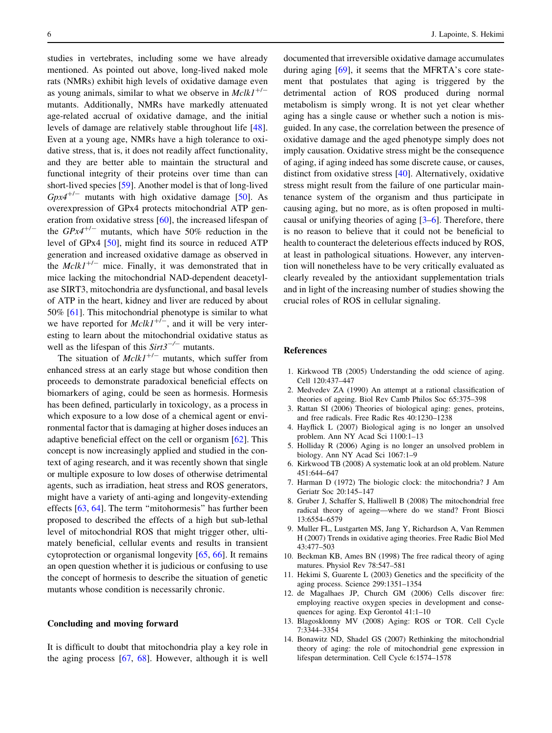studies in vertebrates, including some we have already mentioned. As pointed out above, long-lived naked mole rats (NMRs) exhibit high levels of oxidative damage even as young animals, similar to what we observe in $Mclk1^{+/-}$ mutants. Additionally, NMRs have markedly attenuated age-related accrual of oxidative damage, and the initial levels of damage are relatively stable throughout life [48]. Even at a young age, NMRs have a high tolerance to oxidative stress, that is, it does not readily affect functionality, and they are better able to maintain the structural and functional integrity of their proteins over time than can short-lived species [59]. Another model is that of long-lived $Gpx4^{+/-}$ mutants with high oxidative damage [50]. As overexpression of GPx4 protects mitochondrial ATP generation from oxidative stress [60], the increased lifespan of the $GPx4^{+/-}$ mutants, which have 50% reduction in the level of GPx4 [50], might find its source in reduced ATP generation and increased oxidative damage as observed in the $Mclk1^{+/-}$ mice. Finally, it was demonstrated that in mice lacking the mitochondrial NAD-dependent deacetylase SIRT3, mitochondria are dysfunctional, and basal levels of ATP in the heart, kidney and liver are reduced by about 50% [61]. This mitochondrial phenotype is similar to what we have reported for $Mclk1^{+/-}$, and it will be very interesting to learn about the mitochondrial oxidative status as well as the lifespan of this $Sirt3^{-/-}$ mutants.

The situation of $Mclk1^{+/-}$ mutants, which suffer from enhanced stress at an early stage but whose condition then proceeds to demonstrate paradoxical beneficial effects on biomarkers of aging, could be seen as hormesis. Hormesis has been defined, particularly in toxicology, as a process in which exposure to a low dose of a chemical agent or environmental factor that is damaging at higher doses induces an adaptive beneficial effect on the cell or organism [62]. This concept is now increasingly applied and studied in the context of aging research, and it was recently shown that single or multiple exposure to low doses of otherwise detrimental agents, such as irradiation, heat stress and ROS generators, might have a variety of anti-aging and longevity-extending effects [63, 64]. The term "mitohormesis" has further been proposed to described the effects of a high but sub-lethal level of mitochondrial ROS that might trigger other, ultimately beneficial, cellular events and results in transient cytoprotection or organismal longevity [65, 66]. It remains an open question whether it is judicious or confusing to use the concept of hormesis to describe the situation of genetic mutants whose condition is necessarily chronic.

## Concluding and moving forward

It is difficult to doubt that mitochondria play a key role in the aging process [67, 68]. However, although it is well documented that irreversible oxidative damage accumulates during aging [69], it seems that the MFRTA's core statement that postulates that aging is triggered by the detrimental action of ROS produced during normal metabolism is simply wrong. It is not yet clear whether aging has a single cause or whether such a notion is misguided. In any case, the correlation between the presence of oxidative damage and the aged phenotype simply does not imply causation. Oxidative stress might be the consequence of aging, if aging indeed has some discrete cause, or causes, distinct from oxidative stress [40]. Alternatively, oxidative stress might result from the failure of one particular maintenance system of the organism and thus participate in causing aging, but no more, as is often proposed in multicausal or unifying theories of aging [3–6]. Therefore, there is no reason to believe that it could not be beneficial to health to counteract the deleterious effects induced by ROS, at least in pathological situations. However, any intervention will nonetheless have to be very critically evaluated as clearly revealed by the antioxidant supplementation trials and in light of the increasing number of studies showing the crucial roles of ROS in cellular signaling.

## References

1. Kirkwood TB (2005) Understanding the odd science of aging. Cell 120:437–447
2. Medvedev ZA (1990) An attempt at a rational classification of theories of ageing. Biol Rev Camb Philos Soc 65:375–398
3. Rattan SI (2006) Theories of biological aging: genes, proteins, and free radicals. Free Radic Res 40:1230–1238
4. Hayflick L (2007) Biological aging is no longer an unsolved problem. Ann NY Acad Sci 1100:1–13
5. Holliday R (2006) Aging is no longer an unsolved problem in biology. Ann NY Acad Sci 1067:1–9
6. Kirkwood TB (2008) A systematic look at an old problem. Nature 451:644–647
7. Harman D (1972) The biologic clock: the mitochondria? J Am Geriatr Soc 20:145–147
8. Gruber J, Schaffer S, Halliwell B (2008) The mitochondrial free radical theory of ageing—where do we stand? Front Biosci 13:6554–6579
9. Muller FL, Lustgarten MS, Jang Y, Richardson A, Van Remmen H (2007) Trends in oxidative aging theories. Free Radic Biol Med 43:477–503
10. Beckman KB, Ames BN (1998) The free radical theory of aging matures. Physiol Rev 78:547–581
11. Hekimi S, Guarente L (2003) Genetics and the specificity of the aging process. Science 299:1351–1354
12. de Magalhaes JP, Church GM (2006) Cells discover fire: employing reactive oxygen species in development and consequences for aging. Exp Gerontol 41:1–10
13. Blagosklonny MV (2008) Aging: ROS or TOR. Cell Cycle 7:3344–3354
14. Bonawitz ND, Shadel GS (2007) Rethinking the mitochondrial theory of aging: the role of mitochondrial gene expression in lifespan determination. Cell Cycle 6:1574–1578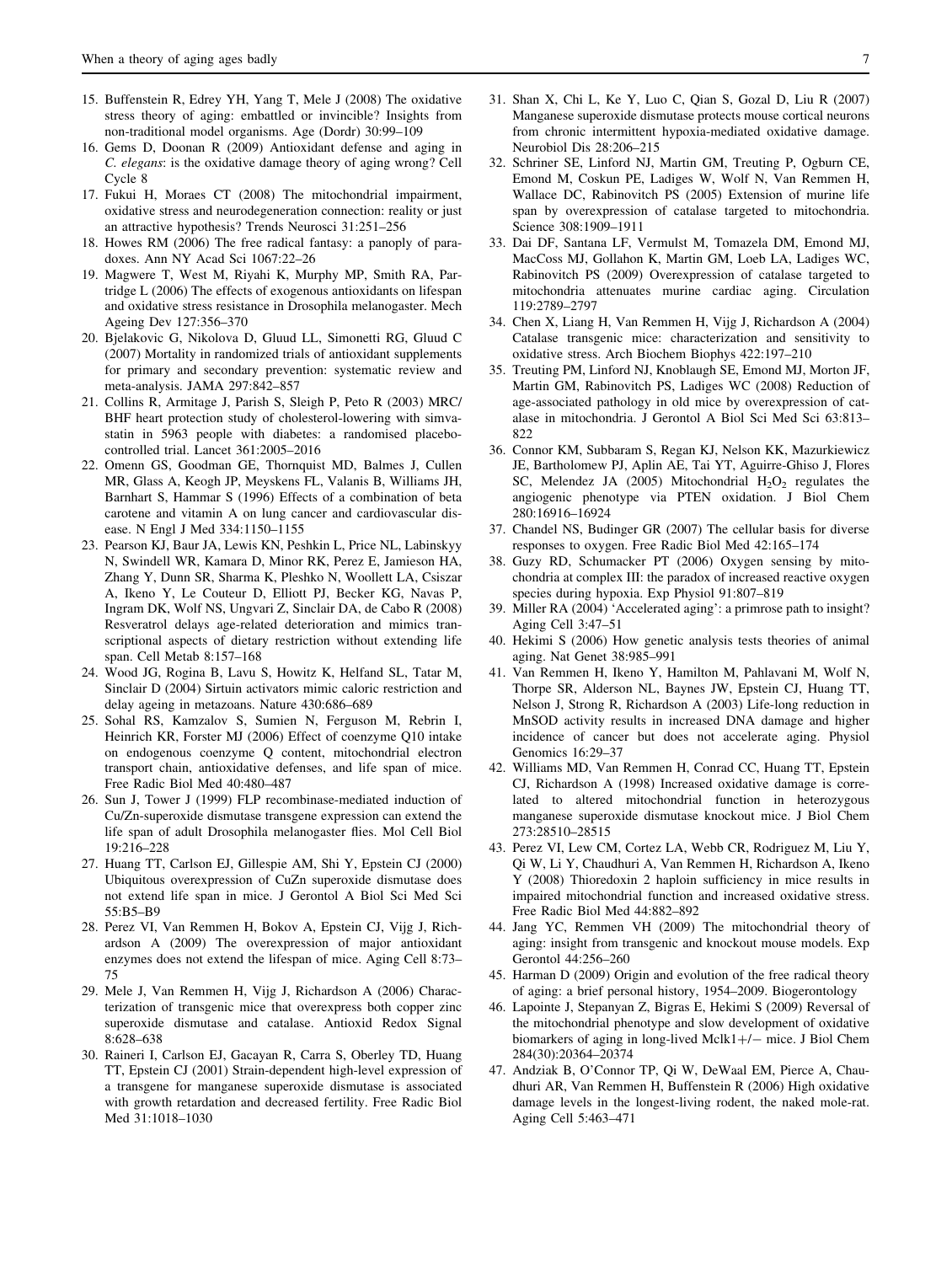15. Buffenstein R, Edrey YH, Yang T, Mele J (2008) The oxidative stress theory of aging: embattled or invincible? Insights from non-traditional model organisms. Age (Dordr) 30:99–109
16. Gems D, Doonan R (2009) Antioxidant defense and aging in *C. elegans*: is the oxidative damage theory of aging wrong? Cell Cycle 8
17. Fukui H, Moraes CT (2008) The mitochondrial impairment, oxidative stress and neurodegeneration connection: reality or just an attractive hypothesis? Trends Neurosci 31:251–256
18. Howes RM (2006) The free radical fantasy: a panoply of paradoxes. Ann NY Acad Sci 1067:22–26
19. Magwere T, West M, Riyahi K, Murphy MP, Smith RA, Partridge L (2006) The effects of exogenous antioxidants on lifespan and oxidative stress resistance in Drosophila melanogaster. Mech Ageing Dev 127:356–370
20. Bjelakovic G, Nikolova D, Gluud LL, Simonetti RG, Gluud C (2007) Mortality in randomized trials of antioxidant supplements for primary and secondary prevention: systematic review and meta-analysis. JAMA 297:842–857
21. Collins R, Armitage J, Parish S, Sleigh P, Peto R (2003) MRC/BHF heart protection study of cholesterol-lowering with simvastatin in 5963 people with diabetes: a randomised placebo-controlled trial. Lancet 361:2005–2016
22. Omenn GS, Goodman GE, Thornquist MD, Balmes J, Cullen MR, Glass A, Keogh JP, Meyskens FL, Valanis B, Williams JH, Barnhart S, Hammar S (1996) Effects of a combination of beta carotene and vitamin A on lung cancer and cardiovascular disease. N Engl J Med 334:1150–1155
23. Pearson KJ, Baur JA, Lewis KN, Peshkin L, Price NL, Labinskyy N, Swindell WR, Kamara D, Minor RK, Perez E, Jamieson HA, Zhang Y, Dunn SR, Sharma K, Pleshko N, Woollett LA, Csiszar A, Ikeno Y, Le Couteur D, Elliott PJ, Becker KG, Navas P, Ingram DK, Wolf NS, Ungvari Z, Sinclair DA, de Cabo R (2008) Resveratrol delays age-related deterioration and mimics transcriptional aspects of dietary restriction without extending life span. Cell Metab 8:157–168
24. Wood JG, Rogina B, Lavu S, Howitz K, Helfand SL, Tatar M, Sinclair D (2004) Sirtuin activators mimic caloric restriction and delay ageing in metazoans. Nature 430:686–689
25. Sohal RS, Kamzalov S, Sumien N, Ferguson M, Rebrin I, Heinrich KR, Forster MJ (2006) Effect of coenzyme Q10 intake on endogenous coenzyme Q content, mitochondrial electron transport chain, antioxidative defenses, and life span of mice. Free Radic Biol Med 40:480–487
26. Sun J, Tower J (1999) FLP recombinase-mediated induction of Cu/Zn-superoxide dismutase transgene expression can extend the life span of adult Drosophila melanogaster flies. Mol Cell Biol 19:216–228
27. Huang TT, Carlson EJ, Gillespie AM, Shi Y, Epstein CJ (2000) Ubiquitous overexpression of CuZn superoxide dismutase does not extend life span in mice. J Gerontol A Biol Sci Med Sci 55:B5–B9
28. Perez VI, Van Remmen H, Bokov A, Epstein CJ, Vijg J, Richardson A (2009) The overexpression of major antioxidant enzymes does not extend the lifespan of mice. Aging Cell 8:73–75
29. Mele J, Van Remmen H, Vijg J, Richardson A (2006) Characterization of transgenic mice that overexpress both copper zinc superoxide dismutase and catalase. Antioxid Redox Signal 8:628–638
30. Raineri I, Carlson EJ, Gacayan R, Carra S, Oberley TD, Huang TT, Epstein CJ (2001) Strain-dependent high-level expression of a transgene for manganese superoxide dismutase is associated with growth retardation and decreased fertility. Free Radic Biol Med 31:1018–1030
31. Shan X, Chi L, Ke Y, Luo C, Qian S, Gozal D, Liu R (2007) Manganese superoxide dismutase protects mouse cortical neurons from chronic intermittent hypoxia-mediated oxidative damage. Neurobiol Dis 28:206–215
32. Schriner SE, Linford NJ, Martin GM, Treuting P, Ogburn CE, Emond M, Coskun PE, Ladiges W, Wolf N, Van Remmen H, Wallace DC, Rabinovitch PS (2005) Extension of murine life span by overexpression of catalase targeted to mitochondria. Science 308:1909–1911
33. Dai DF, Santana LF, Vermulst M, Tomazela DM, Emond MJ, MacCoss MJ, Gollahon K, Martin GM, Loeb LA, Ladiges WC, Rabinovitch PS (2009) Overexpression of catalase targeted to mitochondria attenuates murine cardiac aging. Circulation 119:2789–2797
34. Chen X, Liang H, Van Remmen H, Vijg J, Richardson A (2004) Catalase transgenic mice: characterization and sensitivity to oxidative stress. Arch Biochem Biophys 422:197–210
35. Treuting PM, Linford NJ, Knoblaugh SE, Emond MJ, Morton JF, Martin GM, Rabinovitch PS, Ladiges WC (2008) Reduction of age-associated pathology in old mice by overexpression of catalase in mitochondria. J Gerontol A Biol Sci Med Sci 63:813–822
36. Connor KM, Subbaram S, Regan KJ, Nelson KK, Mazurkiewicz JE, Bartholomew PJ, Aplin AE, Tai YT, Aguirre-Ghiso J, Flores SC, Melendez JA (2005) Mitochondrial $H_2O_2$ regulates the angiogenic phenotype via PTEN oxidation. J Biol Chem 280:16916–16924
37. Chandel NS, Budinger GR (2007) The cellular basis for diverse responses to oxygen. Free Radic Biol Med 42:165–174
38. Guzy RD, Schumacker PT (2006) Oxygen sensing by mitochondria at complex III: the paradox of increased reactive oxygen species during hypoxia. Exp Physiol 91:807–819
39. Miller RA (2004) 'Accelerated aging': a primrose path to insight? Aging Cell 3:47–51
40. Hekimi S (2006) How genetic analysis tests theories of animal aging. Nat Genet 38:985–991
41. Van Remmen H, Ikeno Y, Hamilton M, Pahlavani M, Wolf N, Thorpe SR, Alderson NL, Baynes JW, Epstein CJ, Huang TT, Nelson J, Strong R, Richardson A (2003) Life-long reduction in MnSOD activity results in increased DNA damage and higher incidence of cancer but does not accelerate aging. Physiol Genomics 16:29–37
42. Williams MD, Van Remmen H, Conrad CC, Huang TT, Epstein CJ, Richardson A (1998) Increased oxidative damage is correlated to altered mitochondrial function in heterozygous manganese superoxide dismutase knockout mice. J Biol Chem 273:28510–28515
43. Perez VI, Lew CM, Cortez LA, Webb CR, Rodriguez M, Liu Y, Qi W, Li Y, Chaudhuri A, Van Remmen H, Richardson A, Ikeno Y (2008) Thioredoxin 2 haploin sufficiency in mice results in impaired mitochondrial function and increased oxidative stress. Free Radic Biol Med 44:882–892
44. Jang YC, Remmen VH (2009) The mitochondrial theory of aging: insight from transgenic and knockout mouse models. Exp Gerontol 44:256–260
45. Harman D (2009) Origin and evolution of the free radical theory of aging: a brief personal history, 1954–2009. Biogerontology
46. Lapointe J, Stepanyan Z, Bigras E, Hekimi S (2009) Reversal of the mitochondrial phenotype and slow development of oxidative biomarkers of aging in long-lived Mclk1+/− mice. J Biol Chem 284(30):20364–20374
47. Andziak B, O'Connor TP, Qi W, DeWaal EM, Pierce A, Chaudhuri AR, Van Remmen H, Buffenstein R (2006) High oxidative damage levels in the longest-living rodent, the naked mole-rat. Aging Cell 5:463–471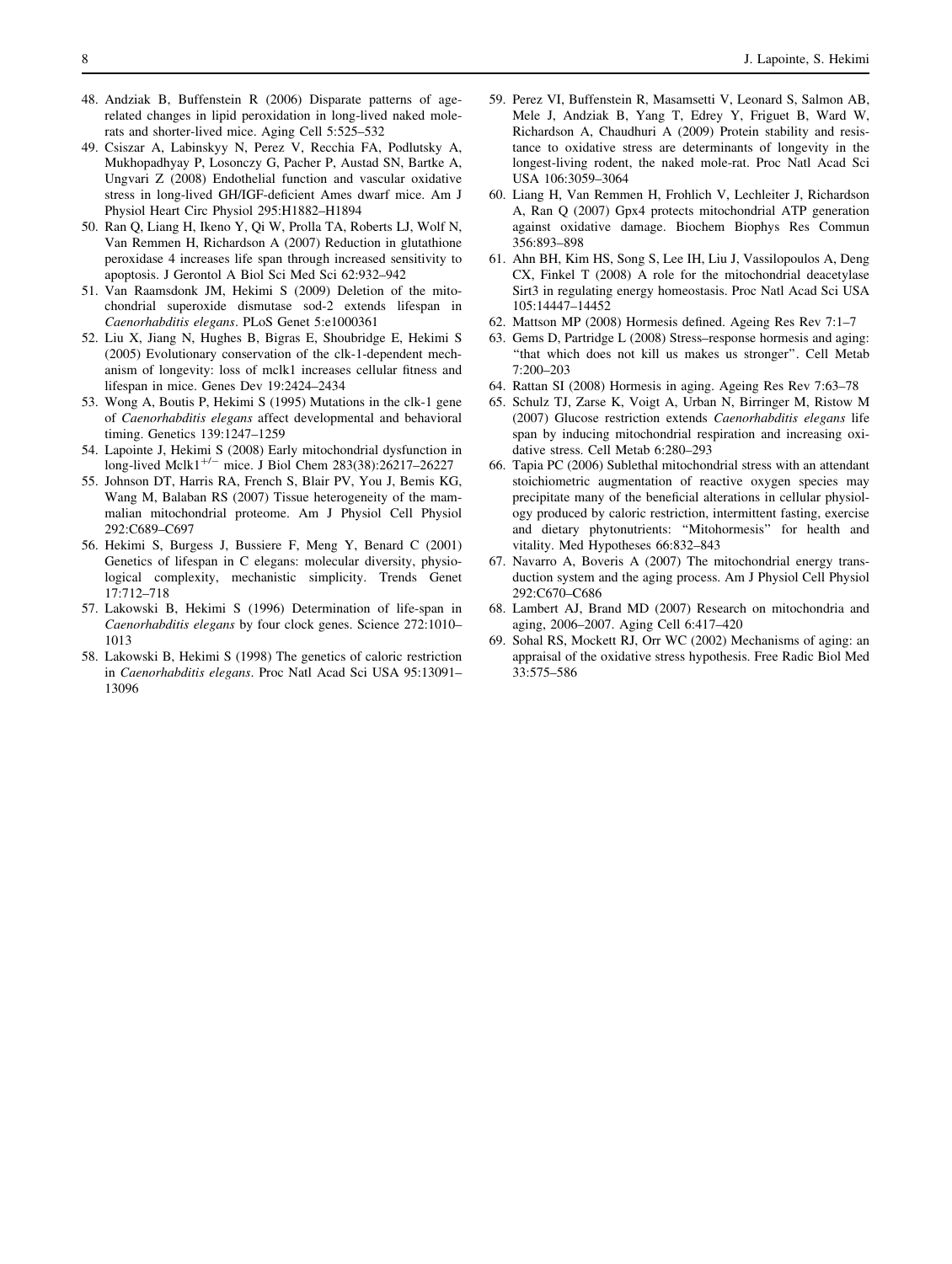48. Andziak B, Buffenstein R (2006) Disparate patterns of age-related changes in lipid peroxidation in long-lived naked mole-rats and shorter-lived mice. Aging Cell 5:525–532
49. Csiszar A, Labinskyy N, Perez V, Recchia FA, Podlutsky A, Mukhopadhyay P, Losonczy G, Pacher P, Austad SN, Bartke A, Ungvari Z (2008) Endothelial function and vascular oxidative stress in long-lived GH/IGF-deficient Ames dwarf mice. Am J Physiol Heart Circ Physiol 295:H1882–H1894
50. Ran Q, Liang H, Ikeno Y, Qi W, Prolla TA, Roberts LJ, Wolf N, Van Remmen H, Richardson A (2007) Reduction in glutathione peroxidase 4 increases life span through increased sensitivity to apoptosis. J Gerontol A Biol Sci Med Sci 62:932–942
51. Van Raamsdonk JM, Hekimi S (2009) Deletion of the mitochondrial superoxide dismutase sod-2 extends lifespan in *Caenorhabditis elegans*. PLoS Genet 5:e1000361
52. Liu X, Jiang N, Hughes B, Bigras E, Shoubridge E, Hekimi S (2005) Evolutionary conservation of the clk-1-dependent mechanism of longevity: loss of mclk1 increases cellular fitness and lifespan in mice. Genes Dev 19:2424–2434
53. Wong A, Boutis P, Hekimi S (1995) Mutations in the clk-1 gene of *Caenorhabditis elegans* affect developmental and behavioral timing. Genetics 139:1247–1259
54. Lapointe J, Hekimi S (2008) Early mitochondrial dysfunction in long-lived Mclk1$^{+/-}$ mice. J Biol Chem 283(38):26217–26227
55. Johnson DT, Harris RA, French S, Blair PV, You J, Bemis KG, Wang M, Balaban RS (2007) Tissue heterogeneity of the mammalian mitochondrial proteome. Am J Physiol Cell Physiol 292:C689–C697
56. Hekimi S, Burgess J, Bussiere F, Meng Y, Benard C (2001) Genetics of lifespan in C elegans: molecular diversity, physiological complexity, mechanistic simplicity. Trends Genet 17:712–718
57. Lakowski B, Hekimi S (1996) Determination of life-span in *Caenorhabditis elegans* by four clock genes. Science 272:1010–1013
58. Lakowski B, Hekimi S (1998) The genetics of caloric restriction in *Caenorhabditis elegans*. Proc Natl Acad Sci USA 95:13091–13096
59. Perez VI, Buffenstein R, Masamsetti V, Leonard S, Salmon AB, Mele J, Andziak B, Yang T, Edrey Y, Friguet B, Ward W, Richardson A, Chaudhuri A (2009) Protein stability and resistance to oxidative stress are determinants of longevity in the longest-living rodent, the naked mole-rat. Proc Natl Acad Sci USA 106:3059–3064
60. Liang H, Van Remmen H, Frohlich V, Lechleiter J, Richardson A, Ran Q (2007) Gpx4 protects mitochondrial ATP generation against oxidative damage. Biochem Biophys Res Commun 356:893–898
61. Ahn BH, Kim HS, Song S, Lee IH, Liu J, Vassilopoulos A, Deng CX, Finkel T (2008) A role for the mitochondrial deacetylase Sirt3 in regulating energy homeostasis. Proc Natl Acad Sci USA 105:14447–14452
62. Mattson MP (2008) Hormesis defined. Ageing Res Rev 7:1–7
63. Gems D, Partridge L (2008) Stress–response hormesis and aging: "that which does not kill us makes us stronger". Cell Metab 7:200–203
64. Rattan SI (2008) Hormesis in aging. Ageing Res Rev 7:63–78
65. Schulz TJ, Zarse K, Voigt A, Urban N, Birringer M, Ristow M (2007) Glucose restriction extends *Caenorhabditis elegans* life span by inducing mitochondrial respiration and increasing oxidative stress. Cell Metab 6:280–293
66. Tapia PC (2006) Sublethal mitochondrial stress with an attendant stoichiometric augmentation of reactive oxygen species may precipitate many of the beneficial alterations in cellular physiology produced by caloric restriction, intermittent fasting, exercise and dietary phytonutrients: "Mitohormesis" for health and vitality. Med Hypotheses 66:832–843
67. Navarro A, Boveris A (2007) The mitochondrial energy transduction system and the aging process. Am J Physiol Cell Physiol 292:C670–C686
68. Lambert AJ, Brand MD (2007) Research on mitochondria and aging, 2006–2007. Aging Cell 6:417–420
69. Sohal RS, Mockett RJ, Orr WC (2002) Mechanisms of aging: an appraisal of the oxidative stress hypothesis. Free Radic Biol Med 33:575–586